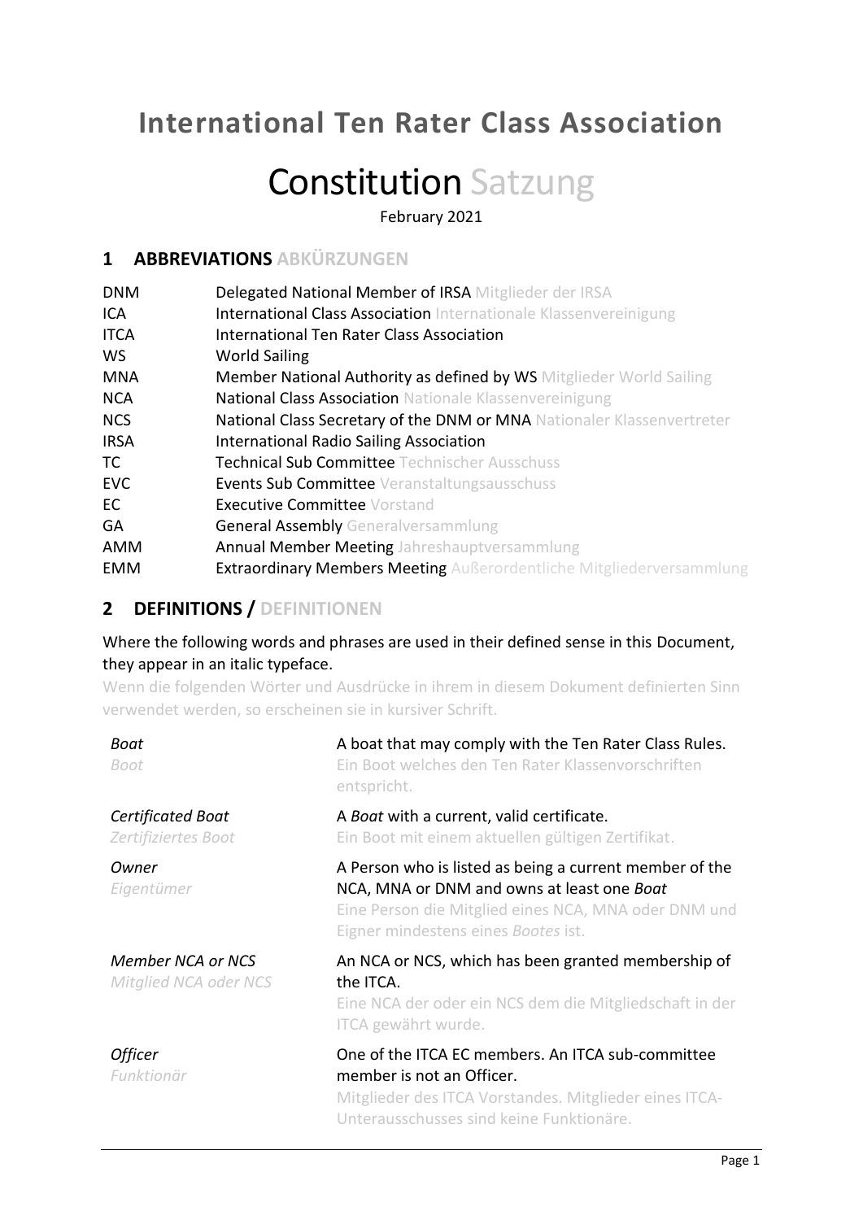# International Ten Rater Class Association

# Constitution Satzung

February 2021

## 1 ABBREVIATIONS ABKÜRZUNGEN

| | |
|---|---|
| DNM | Delegated National Member of IRSA Mitglieder der IRSA |
| ICA | International Class Association Internationale Klassenvereinigung |
| ITCA | International Ten Rater Class Association |
| WS | World Sailing |
| MNA | Member National Authority as defined by WS Mitglieder World Sailing |
| NCA | National Class Association Nationale Klassenvereinigung |
| NCS | National Class Secretary of the DNM or MNA Nationaler Klassenvertreter |
| IRSA | International Radio Sailing Association |
| TC | Technical Sub Committee Technischer Ausschuss |
| EVC | Events Sub Committee Veranstaltungsausschuss |
| EC | Executive Committee Vorstand |
| GA | General Assembly Generalversammlung |
| AMM | Annual Member Meeting Jahreshauptversammlung |
| EMM | Extraordinary Members Meeting Außerordentliche Mitgliederversammlung |

## 2 DEFINITIONS / DEFINITIONEN

Where the following words and phrases are used in their defined sense in this Document, they appear in an italic typeface.

Wenn die folgenden Wörter und Ausdrücke in ihrem in diesem Dokument definierten Sinn verwendet werden, so erscheinen sie in kursiver Schrift.

| | |
|---|---|
| *Boat* *Boot* | A boat that may comply with the Ten Rater Class Rules. Ein Boot welches den Ten Rater Klassenvorschriften entspricht. |
| *Certificated Boat* *Zertifiziertes Boot* | A *Boat* with a current, valid certificate. Ein Boot mit einem aktuellen gültigen Zertifikat. |
| *Owner* *Eigentümer* | A Person who is listed as being a current member of the NCA, MNA or DNM and owns at least one *Boat* Eine Person die Mitglied eines NCA, MNA oder DNM und Eigner mindestens eines *Bootes* ist. |
| *Member NCA or NCS* *Mitglied NCA oder NCS* | An NCA or NCS, which has been granted membership of the ITCA. Eine NCA der oder ein NCS dem die Mitgliedschaft in der ITCA gewährt wurde. |
| *Officer* *Funktionär* | One of the ITCA EC members. An ITCA sub-committee member is not an Officer. Mitglieder des ITCA Vorstandes. Mitglieder eines ITCA-Unterausschusses sind keine Funktionäre. |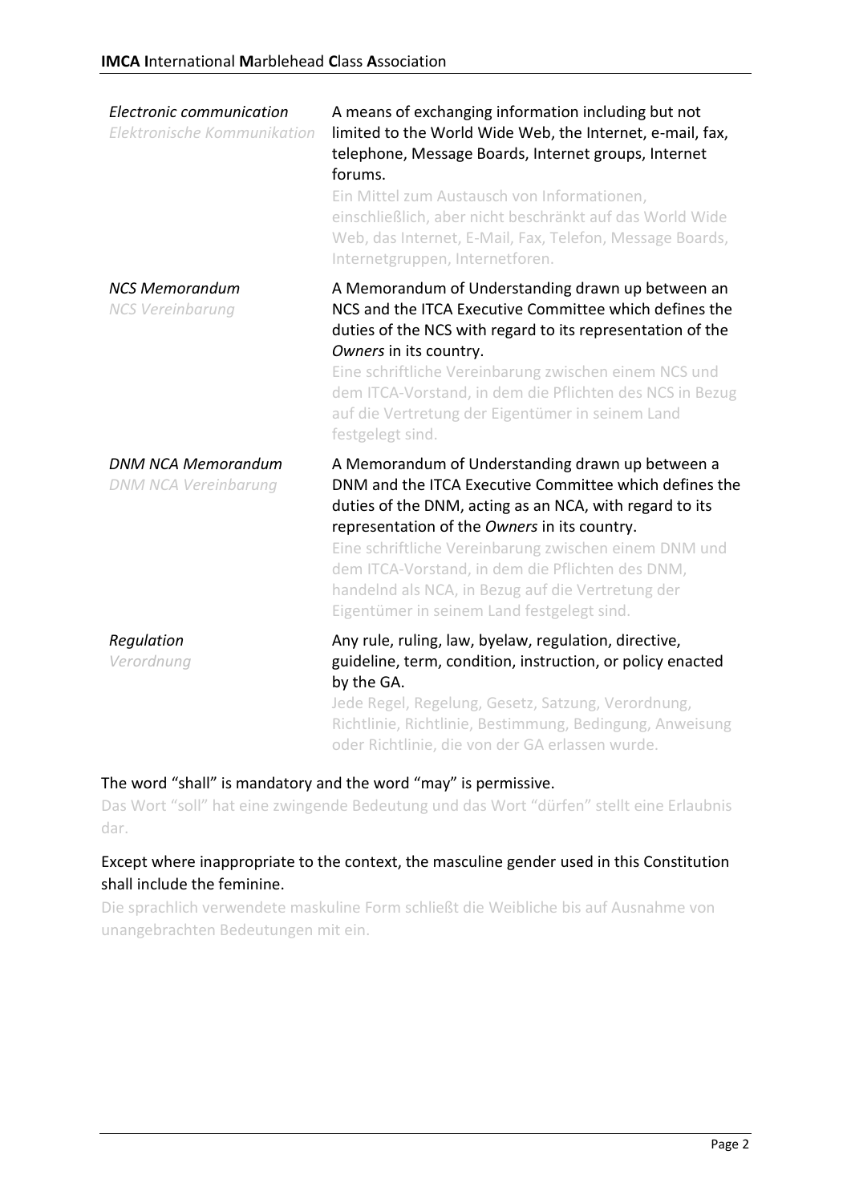| | |
|---|---|
| *Electronic communication*<br>*Elektronische Kommunikation* | A means of exchanging information including but not limited to the World Wide Web, the Internet, e-mail, fax, telephone, Message Boards, Internet groups, Internet forums.<br>Ein Mittel zum Austausch von Informationen, einschließlich, aber nicht beschränkt auf das World Wide Web, das Internet, E-Mail, Fax, Telefon, Message Boards, Internetgruppen, Internetforen. |
| *NCS Memorandum*<br>*NCS Vereinbarung* | A Memorandum of Understanding drawn up between an NCS and the ITCA Executive Committee which defines the duties of the NCS with regard to its representation of the *Owners* in its country.<br>Eine schriftliche Vereinbarung zwischen einem NCS und dem ITCA-Vorstand, in dem die Pflichten des NCS in Bezug auf die Vertretung der Eigentümer in seinem Land festgelegt sind. |
| *DNM NCA Memorandum*<br>*DNM NCA Vereinbarung* | A Memorandum of Understanding drawn up between a DNM and the ITCA Executive Committee which defines the duties of the DNM, acting as an NCA, with regard to its representation of the *Owners* in its country.<br>Eine schriftliche Vereinbarung zwischen einem DNM und dem ITCA-Vorstand, in dem die Pflichten des DNM, handelnd als NCA, in Bezug auf die Vertretung der Eigentümer in seinem Land festgelegt sind. |
| *Regulation*<br>*Verordnung* | Any rule, ruling, law, byelaw, regulation, directive, guideline, term, condition, instruction, or policy enacted by the GA.<br>Jede Regel, Regelung, Gesetz, Satzung, Verordnung, Richtlinie, Richtlinie, Bestimmung, Bedingung, Anweisung oder Richtlinie, die von der GA erlassen wurde. |

The word "shall" is mandatory and the word "may" is permissive.

Das Wort "soll" hat eine zwingende Bedeutung und das Wort "dürfen" stellt eine Erlaubnis dar.

Except where inappropriate to the context, the masculine gender used in this Constitution shall include the feminine.

Die sprachlich verwendete maskuline Form schließt die Weibliche bis auf Ausnahme von unangebrachten Bedeutungen mit ein.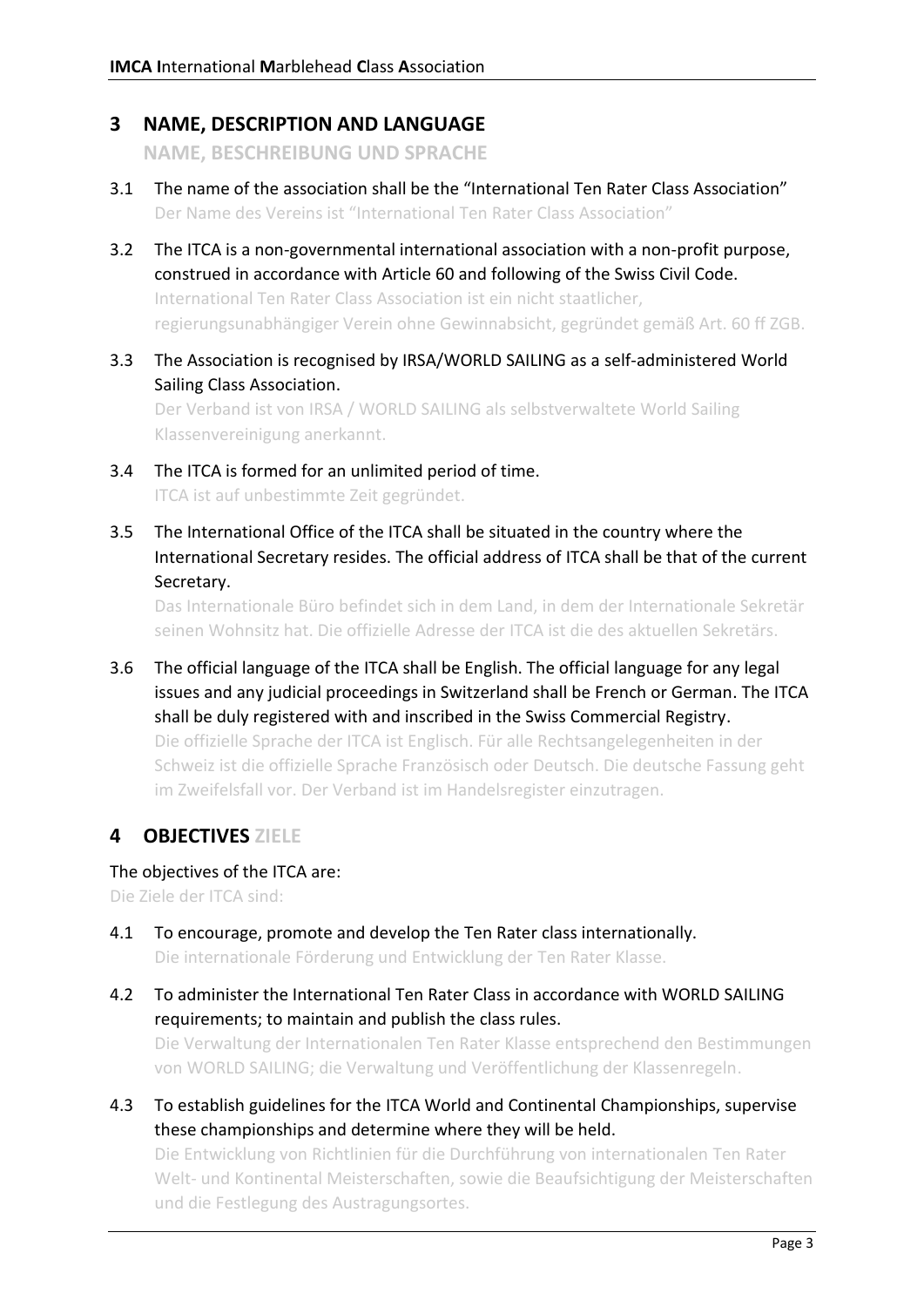## 3 NAME, DESCRIPTION AND LANGUAGE

**NAME, BESCHREIBUNG UND SPRACHE**

3.1 The name of the association shall be the "International Ten Rater Class Association"
Der Name des Vereins ist "International Ten Rater Class Association"

3.2 The ITCA is a non-governmental international association with a non-profit purpose, construed in accordance with Article 60 and following of the Swiss Civil Code.
International Ten Rater Class Association ist ein nicht staatlicher, regierungsunabhängiger Verein ohne Gewinnabsicht, gegründet gemäß Art. 60 ff ZGB.

3.3 The Association is recognised by IRSA/WORLD SAILING as a self-administered World Sailing Class Association.
Der Verband ist von IRSA / WORLD SAILING als selbstverwaltete World Sailing Klassenvereinigung anerkannt.

3.4 The ITCA is formed for an unlimited period of time.
ITCA ist auf unbestimmte Zeit gegründet.

3.5 The International Office of the ITCA shall be situated in the country where the International Secretary resides. The official address of ITCA shall be that of the current Secretary.
Das Internationale Büro befindet sich in dem Land, in dem der Internationale Sekretär seinen Wohnsitz hat. Die offizielle Adresse der ITCA ist die des aktuellen Sekretärs.

3.6 The official language of the ITCA shall be English. The official language for any legal issues and any judicial proceedings in Switzerland shall be French or German. The ITCA shall be duly registered with and inscribed in the Swiss Commercial Registry.
Die offizielle Sprache der ITCA ist Englisch. Für alle Rechtsangelegenheiten in der Schweiz ist die offizielle Sprache Französisch oder Deutsch. Die deutsche Fassung geht im Zweifelsfall vor. Der Verband ist im Handelsregister einzutragen.

## 4 OBJECTIVES ZIELE

The objectives of the ITCA are:
Die Ziele der ITCA sind:

4.1 To encourage, promote and develop the Ten Rater class internationally.
Die internationale Förderung und Entwicklung der Ten Rater Klasse.

4.2 To administer the International Ten Rater Class in accordance with WORLD SAILING requirements; to maintain and publish the class rules.
Die Verwaltung der Internationalen Ten Rater Klasse entsprechend den Bestimmungen von WORLD SAILING; die Verwaltung und Veröffentlichung der Klassenregeln.

4.3 To establish guidelines for the ITCA World and Continental Championships, supervise these championships and determine where they will be held.
Die Entwicklung von Richtlinien für die Durchführung von internationalen Ten Rater Welt- und Kontinental Meisterschaften, sowie die Beaufsichtigung der Meisterschaften und die Festlegung des Austragungsortes.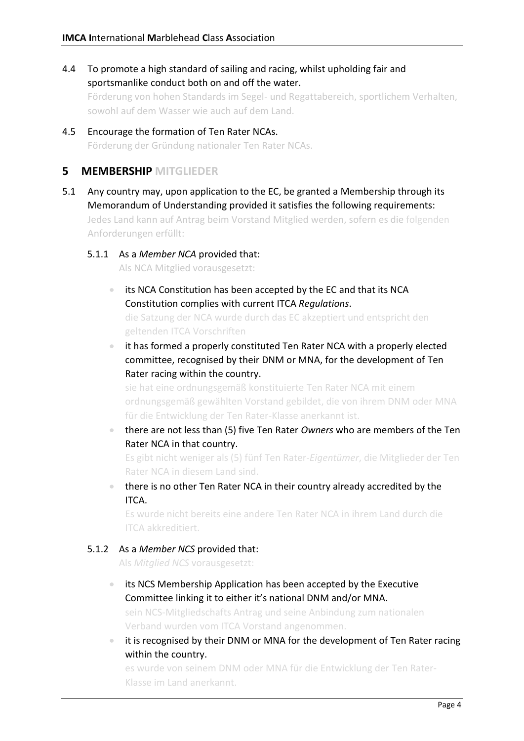4.4 To promote a high standard of sailing and racing, whilst upholding fair and sportsmanlike conduct both on and off the water.
Förderung von hohen Standards im Segel- und Regattabereich, sportlichem Verhalten, sowohl auf dem Wasser wie auch auf dem Land.

4.5 Encourage the formation of Ten Rater NCAs.
Förderung der Gründung nationaler Ten Rater NCAs.

## 5 MEMBERSHIP MITGLIEDER

5.1 Any country may, upon application to the EC, be granted a Membership through its Memorandum of Understanding provided it satisfies the following requirements:
Jedes Land kann auf Antrag beim Vorstand Mitglied werden, sofern es die folgenden Anforderungen erfüllt:

5.1.1 As a *Member NCA* provided that:
Als NCA Mitglied vorausgesetzt:

- its NCA Constitution has been accepted by the EC and that its NCA Constitution complies with current ITCA *Regulations*.
  die Satzung der NCA wurde durch das EC akzeptiert und entspricht den geltenden ITCA Vorschriften
- it has formed a properly constituted Ten Rater NCA with a properly elected committee, recognised by their DNM or MNA, for the development of Ten Rater racing within the country.
  sie hat eine ordnungsgemäß konstituierte Ten Rater NCA mit einem ordnungsgemäß gewählten Vorstand gebildet, die von ihrem DNM oder MNA für die Entwicklung der Ten Rater-Klasse anerkannt ist.
- there are not less than (5) five Ten Rater *Owners* who are members of the Ten Rater NCA in that country.
  Es gibt nicht weniger als (5) fünf Ten Rater-*Eigentümer*, die Mitglieder der Ten Rater NCA in diesem Land sind.
- there is no other Ten Rater NCA in their country already accredited by the ITCA.
  Es wurde nicht bereits eine andere Ten Rater NCA in ihrem Land durch die ITCA akkreditiert.

5.1.2 As a *Member NCS* provided that:
Als *Mitglied NCS* vorausgesetzt:

- its NCS Membership Application has been accepted by the Executive Committee linking it to either it's national DNM and/or MNA.
  sein NCS-Mitgliedschafts Antrag und seine Anbindung zum nationalen Verband wurden vom ITCA Vorstand angenommen.
- it is recognised by their DNM or MNA for the development of Ten Rater racing within the country.
  es wurde von seinem DNM oder MNA für die Entwicklung der Ten Rater-Klasse im Land anerkannt.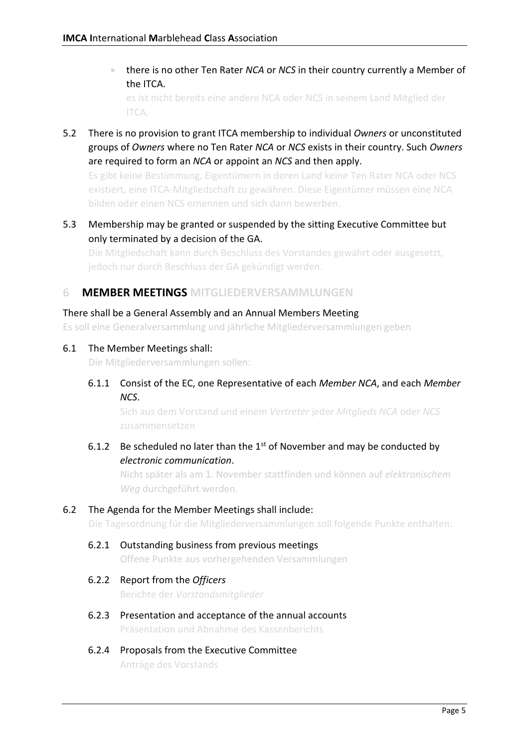- there is no other Ten Rater *NCA* or *NCS* in their country currently a Member of the ITCA.

  es ist nicht bereits eine andere NCA oder NCS in seinem Land Mitglied der ITCA.

5.2 There is no provision to grant ITCA membership to individual *Owners* or unconstituted groups of *Owners* where no Ten Rater *NCA* or *NCS* exists in their country. Such *Owners* are required to form an *NCA* or appoint an *NCS* and then apply.

Es gibt keine Bestimmung, Eigentümern in deren Land keine Ten Rater NCA oder NCS existiert, eine ITCA-Mitgliedschaft zu gewähren. Diese Eigentümer müssen eine NCA bilden oder einen NCS ernennen und sich dann bewerben.

5.3 Membership may be granted or suspended by the sitting Executive Committee but only terminated by a decision of the GA.

Die Mitgliedschaft kann durch Beschluss des Vorstandes gewährt oder ausgesetzt, jedoch nur durch Beschluss der GA gekündigt werden.

## 6 MEMBER MEETINGS MITGLIEDERVERSAMMLUNGEN

There shall be a General Assembly and an Annual Members Meeting

Es soll eine Generalversammlung und jährliche Mitgliederversammlungen geben

6.1 The Member Meetings shall:

Die Mitgliederversammlungen sollen:

6.1.1 Consist of the EC, one Representative of each *Member NCA*, and each *Member NCS*.

Sich aus dem Vorstand und einem *Vertreter* jeder *Mitglieds NCA* oder *NCS* zusammensetzen

6.1.2 Be scheduled no later than the 1st of November and may be conducted by *electronic communication*.

Nicht später als am 1. November stattfinden und können auf *elektronischem Weg* durchgeführt werden.

6.2 The Agenda for the Member Meetings shall include:

Die Tagesordnung für die Mitgliederversammlungen soll folgende Punkte enthalten:

6.2.1 Outstanding business from previous meetings

Offene Punkte aus vorhergehenden Versammlungen

6.2.2 Report from the *Officers*

Berichte der *Vorstandsmitglieder*

6.2.3 Presentation and acceptance of the annual accounts

Präsentation und Abnahme des Kassenberichts

6.2.4 Proposals from the Executive Committee

Anträge des Vorstands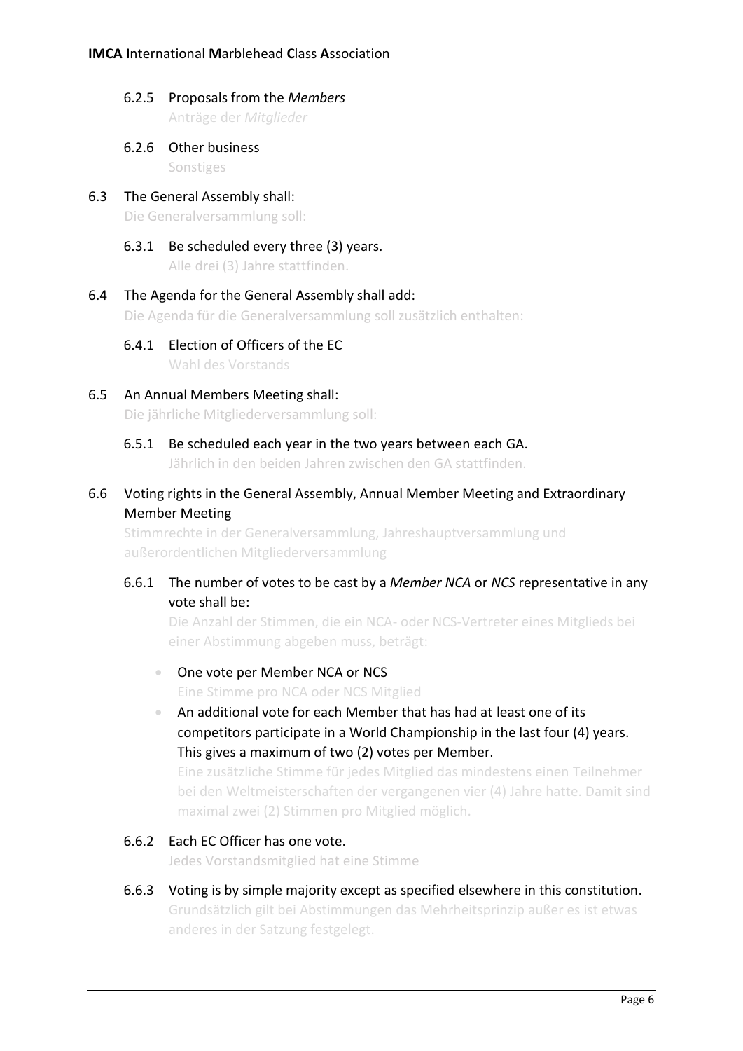6.2.5 Proposals from the *Members*
Anträge der *Mitglieder*

6.2.6 Other business
Sonstiges

6.3 The General Assembly shall:
Die Generalversammlung soll:

6.3.1 Be scheduled every three (3) years.
Alle drei (3) Jahre stattfinden.

6.4 The Agenda for the General Assembly shall add:
Die Agenda für die Generalversammlung soll zusätzlich enthalten:

6.4.1 Election of Officers of the EC
Wahl des Vorstands

6.5 An Annual Members Meeting shall:
Die jährliche Mitgliederversammlung soll:

6.5.1 Be scheduled each year in the two years between each GA.
Jährlich in den beiden Jahren zwischen den GA stattfinden.

6.6 Voting rights in the General Assembly, Annual Member Meeting and Extraordinary Member Meeting
Stimmrechte in der Generalversammlung, Jahreshauptversammlung und außerordentlichen Mitgliederversammlung

6.6.1 The number of votes to be cast by a *Member NCA* or *NCS* representative in any vote shall be:
Die Anzahl der Stimmen, die ein NCA- oder NCS-Vertreter eines Mitglieds bei einer Abstimmung abgeben muss, beträgt:

- One vote per Member NCA or NCS
  Eine Stimme pro NCA oder NCS Mitglied
- An additional vote for each Member that has had at least one of its competitors participate in a World Championship in the last four (4) years. This gives a maximum of two (2) votes per Member.
  Eine zusätzliche Stimme für jedes Mitglied das mindestens einen Teilnehmer bei den Weltmeisterschaften der vergangenen vier (4) Jahre hatte. Damit sind maximal zwei (2) Stimmen pro Mitglied möglich.

6.6.2 Each EC Officer has one vote.
Jedes Vorstandsmitglied hat eine Stimme

6.6.3 Voting is by simple majority except as specified elsewhere in this constitution.
Grundsätzlich gilt bei Abstimmungen das Mehrheitsprinzip außer es ist etwas anderes in der Satzung festgelegt.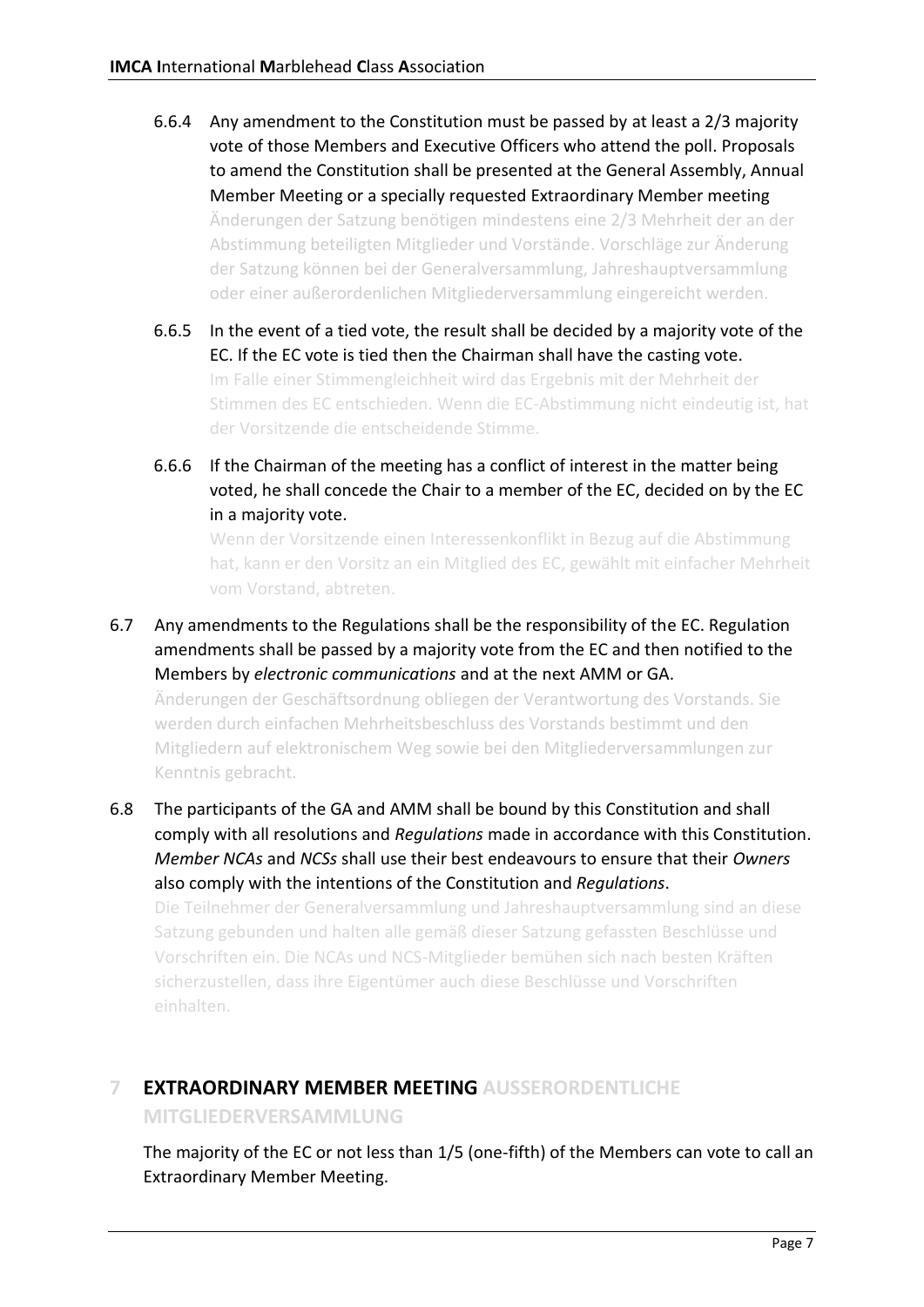6.6.4 Any amendment to the Constitution must be passed by at least a 2/3 majority vote of those Members and Executive Officers who attend the poll. Proposals to amend the Constitution shall be presented at the General Assembly, Annual Member Meeting or a specially requested Extraordinary Member meeting
Änderungen der Satzung benötigen mindestens eine 2/3 Mehrheit der an der Abstimmung beteiligten Mitglieder und Vorstände. Vorschläge zur Änderung der Satzung können bei der Generalversammlung, Jahreshauptversammlung oder einer außerordenlichen Mitgliederversammlung eingereicht werden.

6.6.5 In the event of a tied vote, the result shall be decided by a majority vote of the EC. If the EC vote is tied then the Chairman shall have the casting vote.
Im Falle einer Stimmengleichheit wird das Ergebnis mit der Mehrheit der Stimmen des EC entschieden. Wenn die EC-Abstimmung nicht eindeutig ist, hat der Vorsitzende die entscheidende Stimme.

6.6.6 If the Chairman of the meeting has a conflict of interest in the matter being voted, he shall concede the Chair to a member of the EC, decided on by the EC in a majority vote.
Wenn der Vorsitzende einen Interessenkonflikt in Bezug auf die Abstimmung hat, kann er den Vorsitz an ein Mitglied des EC, gewählt mit einfacher Mehrheit vom Vorstand, abtreten.

6.7 Any amendments to the Regulations shall be the responsibility of the EC. Regulation amendments shall be passed by a majority vote from the EC and then notified to the Members by *electronic communications* and at the next AMM or GA.
Änderungen der Geschäftsordnung obliegen der Verantwortung des Vorstands. Sie werden durch einfachen Mehrheitsbeschluss des Vorstands bestimmt und den Mitgliedern auf elektronischem Weg sowie bei den Mitgliederversammlungen zur Kenntnis gebracht.

6.8 The participants of the GA and AMM shall be bound by this Constitution and shall comply with all resolutions and *Regulations* made in accordance with this Constitution. *Member NCAs* and *NCSs* shall use their best endeavours to ensure that their *Owners* also comply with the intentions of the Constitution and *Regulations*.
Die Teilnehmer der Generalversammlung und Jahreshauptversammlung sind an diese Satzung gebunden und halten alle gemäß dieser Satzung gefassten Beschlüsse und Vorschriften ein. Die NCAs und NCS-Mitglieder bemühen sich nach besten Kräften sicherzustellen, dass ihre Eigentümer auch diese Beschlüsse und Vorschriften einhalten.

## 7 EXTRAORDINARY MEMBER MEETING AUSSERORDENTLICHE MITGLIEDERVERSAMMLUNG

The majority of the EC or not less than 1/5 (one-fifth) of the Members can vote to call an Extraordinary Member Meeting.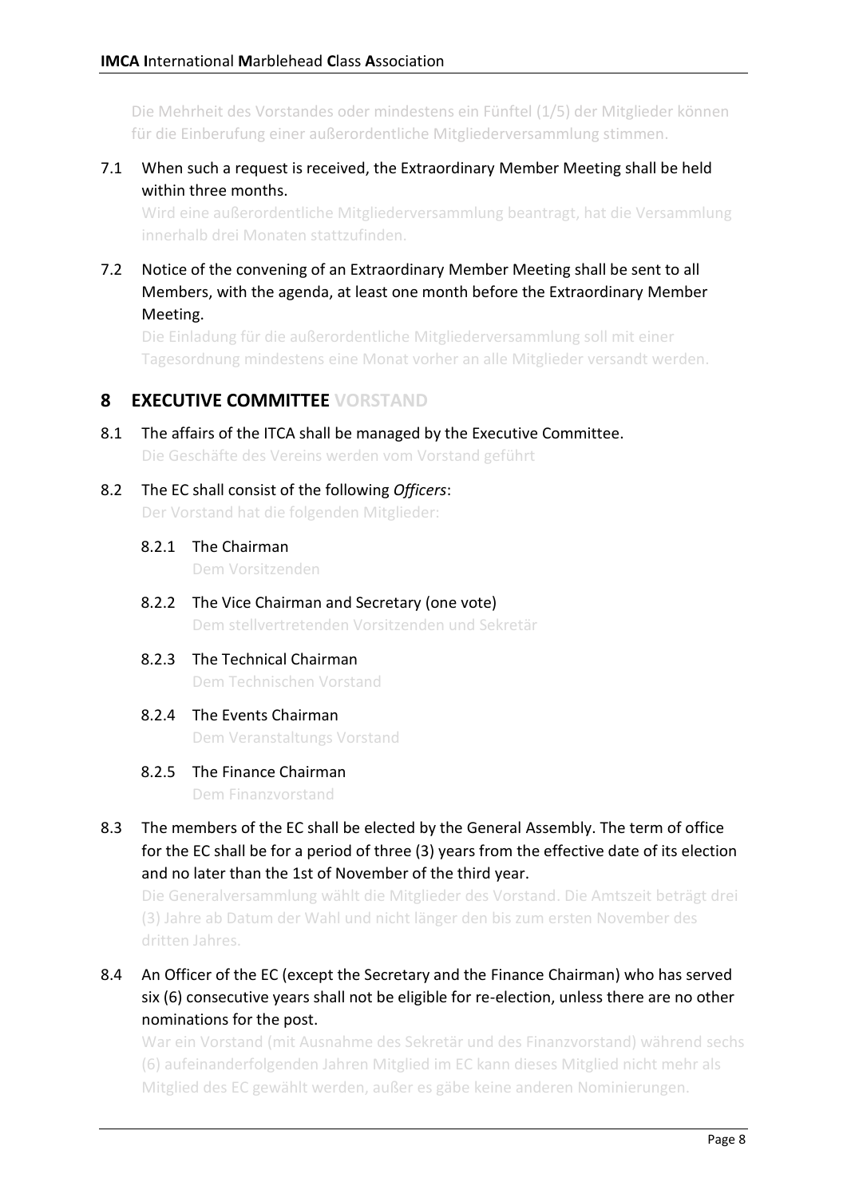Die Mehrheit des Vorstandes oder mindestens ein Fünftel (1/5) der Mitglieder können für die Einberufung einer außerordentliche Mitgliederversammlung stimmen.

7.1 When such a request is received, the Extraordinary Member Meeting shall be held within three months.
Wird eine außerordentliche Mitgliederversammlung beantragt, hat die Versammlung innerhalb drei Monaten stattzufinden.

7.2 Notice of the convening of an Extraordinary Member Meeting shall be sent to all Members, with the agenda, at least one month before the Extraordinary Member Meeting.
Die Einladung für die außerordentliche Mitgliederversammlung soll mit einer Tagesordnung mindestens eine Monat vorher an alle Mitglieder versandt werden.

## 8 EXECUTIVE COMMITTEE VORSTAND

8.1 The affairs of the ITCA shall be managed by the Executive Committee.
Die Geschäfte des Vereins werden vom Vorstand geführt

8.2 The EC shall consist of the following *Officers*:
Der Vorstand hat die folgenden Mitglieder:

8.2.1 The Chairman
Dem Vorsitzenden

8.2.2 The Vice Chairman and Secretary (one vote)
Dem stellvertretenden Vorsitzenden und Sekretär

8.2.3 The Technical Chairman
Dem Technischen Vorstand

8.2.4 The Events Chairman
Dem Veranstaltungs Vorstand

8.2.5 The Finance Chairman
Dem Finanzvorstand

8.3 The members of the EC shall be elected by the General Assembly. The term of office for the EC shall be for a period of three (3) years from the effective date of its election and no later than the 1st of November of the third year.
Die Generalversammlung wählt die Mitglieder des Vorstand. Die Amtszeit beträgt drei (3) Jahre ab Datum der Wahl und nicht länger den bis zum ersten November des dritten Jahres.

8.4 An Officer of the EC (except the Secretary and the Finance Chairman) who has served six (6) consecutive years shall not be eligible for re-election, unless there are no other nominations for the post.
War ein Vorstand (mit Ausnahme des Sekretär und des Finanzvorstand) während sechs (6) aufeinanderfolgenden Jahren Mitglied im EC kann dieses Mitglied nicht mehr als Mitglied des EC gewählt werden, außer es gäbe keine anderen Nominierungen.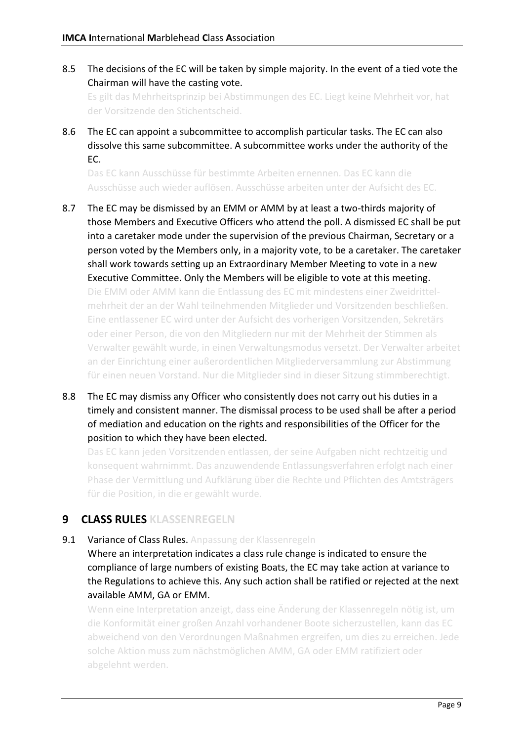8.5 The decisions of the EC will be taken by simple majority. In the event of a tied vote the Chairman will have the casting vote.
Es gilt das Mehrheitsprinzip bei Abstimmungen des EC. Liegt keine Mehrheit vor, hat der Vorsitzende den Stichentscheid.

8.6 The EC can appoint a subcommittee to accomplish particular tasks. The EC can also dissolve this same subcommittee. A subcommittee works under the authority of the EC.
Das EC kann Ausschüsse für bestimmte Arbeiten ernennen. Das EC kann die Ausschüsse auch wieder auflösen. Ausschüsse arbeiten unter der Aufsicht des EC.

8.7 The EC may be dismissed by an EMM or AMM by at least a two-thirds majority of those Members and Executive Officers who attend the poll. A dismissed EC shall be put into a caretaker mode under the supervision of the previous Chairman, Secretary or a person voted by the Members only, in a majority vote, to be a caretaker. The caretaker shall work towards setting up an Extraordinary Member Meeting to vote in a new Executive Committee. Only the Members will be eligible to vote at this meeting.
Die EMM oder AMM kann die Entlassung des EC mit mindestens einer Zweidrittelmehrheit der an der Wahl teilnehmenden Mitglieder und Vorsitzenden beschließen. Eine entlassener EC wird unter der Aufsicht des vorherigen Vorsitzenden, Sekretärs oder einer Person, die von den Mitgliedern nur mit der Mehrheit der Stimmen als Verwalter gewählt wurde, in einen Verwaltungsmodus versetzt. Der Verwalter arbeitet an der Einrichtung einer außerordentlichen Mitgliederversammlung zur Abstimmung für einen neuen Vorstand. Nur die Mitglieder sind in dieser Sitzung stimmberechtigt.

8.8 The EC may dismiss any Officer who consistently does not carry out his duties in a timely and consistent manner. The dismissal process to be used shall be after a period of mediation and education on the rights and responsibilities of the Officer for the position to which they have been elected.
Das EC kann jeden Vorsitzenden entlassen, der seine Aufgaben nicht rechtzeitig und konsequent wahrnimmt. Das anzuwendende Entlassungsverfahren erfolgt nach einer Phase der Vermittlung und Aufklärung über die Rechte und Pflichten des Amtsträgers für die Position, in die er gewählt wurde.

## 9 CLASS RULES KLASSENREGELN

9.1 Variance of Class Rules. Anpassung der Klassenregeln
Where an interpretation indicates a class rule change is indicated to ensure the compliance of large numbers of existing Boats, the EC may take action at variance to the Regulations to achieve this. Any such action shall be ratified or rejected at the next available AMM, GA or EMM.
Wenn eine Interpretation anzeigt, dass eine Änderung der Klassenregeln nötig ist, um die Konformität einer großen Anzahl vorhandener Boote sicherzustellen, kann das EC abweichend von den Verordnungen Maßnahmen ergreifen, um dies zu erreichen. Jede solche Aktion muss zum nächstmöglichen AMM, GA oder EMM ratifiziert oder abgelehnt werden.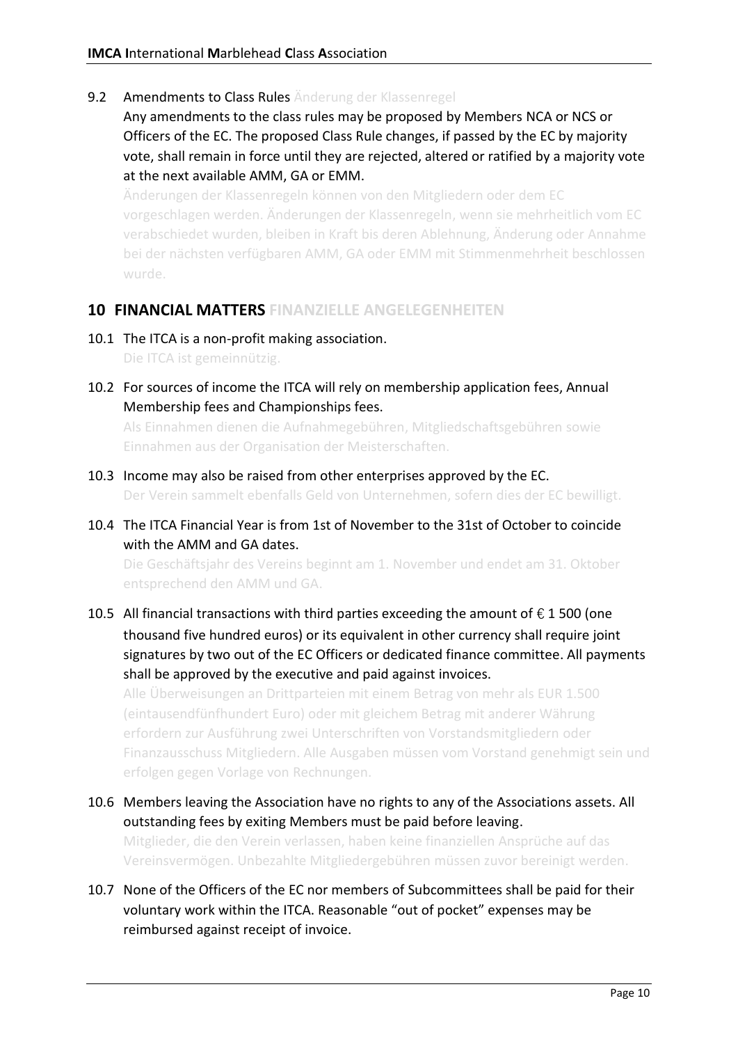9.2 Amendments to Class Rules Änderung der Klassenregel

Any amendments to the class rules may be proposed by Members NCA or NCS or Officers of the EC. The proposed Class Rule changes, if passed by the EC by majority vote, shall remain in force until they are rejected, altered or ratified by a majority vote at the next available AMM, GA or EMM.

Änderungen der Klassenregeln können von den Mitgliedern oder dem EC vorgeschlagen werden. Änderungen der Klassenregeln, wenn sie mehrheitlich vom EC verabschiedet wurden, bleiben in Kraft bis deren Ablehnung, Änderung oder Annahme bei der nächsten verfügbaren AMM, GA oder EMM mit Stimmenmehrheit beschlossen wurde.

## 10 FINANCIAL MATTERS FINANZIELLE ANGELEGENHEITEN

10.1 The ITCA is a non-profit making association.
Die ITCA ist gemeinnützig.

10.2 For sources of income the ITCA will rely on membership application fees, Annual Membership fees and Championships fees.
Als Einnahmen dienen die Aufnahmegebühren, Mitgliedschaftsgebühren sowie Einnahmen aus der Organisation der Meisterschaften.

10.3 Income may also be raised from other enterprises approved by the EC.
Der Verein sammelt ebenfalls Geld von Unternehmen, sofern dies der EC bewilligt.

10.4 The ITCA Financial Year is from 1st of November to the 31st of October to coincide with the AMM and GA dates.
Die Geschäftsjahr des Vereins beginnt am 1. November und endet am 31. Oktober entsprechend den AMM und GA.

10.5 All financial transactions with third parties exceeding the amount of € 1 500 (one thousand five hundred euros) or its equivalent in other currency shall require joint signatures by two out of the EC Officers or dedicated finance committee. All payments shall be approved by the executive and paid against invoices.
Alle Überweisungen an Drittparteien mit einem Betrag von mehr als EUR 1.500 (eintausendfünfhundert Euro) oder mit gleichem Betrag mit anderer Währung erfordern zur Ausführung zwei Unterschriften von Vorstandsmitgliedern oder Finanzausschuss Mitgliedern. Alle Ausgaben müssen vom Vorstand genehmigt sein und erfolgen gegen Vorlage von Rechnungen.

10.6 Members leaving the Association have no rights to any of the Associations assets. All outstanding fees by exiting Members must be paid before leaving.
Mitglieder, die den Verein verlassen, haben keine finanziellen Ansprüche auf das Vereinsvermögen. Unbezahlte Mitgliedergebühren müssen zuvor bereinigt werden.

10.7 None of the Officers of the EC nor members of Subcommittees shall be paid for their voluntary work within the ITCA. Reasonable "out of pocket" expenses may be reimbursed against receipt of invoice.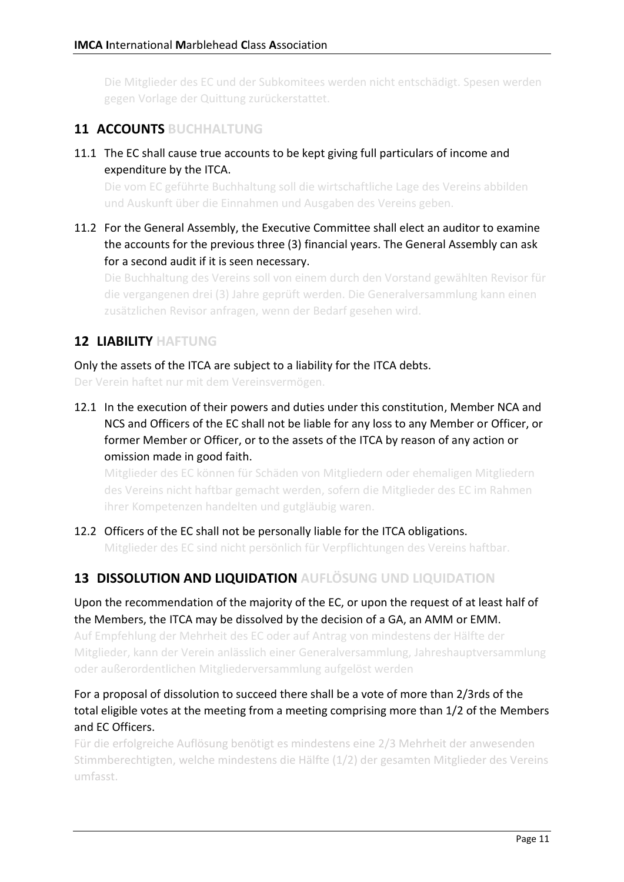Die Mitglieder des EC und der Subkomitees werden nicht entschädigt. Spesen werden gegen Vorlage der Quittung zurückerstattet.

## 11 ACCOUNTS BUCHHALTUNG

11.1 The EC shall cause true accounts to be kept giving full particulars of income and expenditure by the ITCA.

Die vom EC geführte Buchhaltung soll die wirtschaftliche Lage des Vereins abbilden und Auskunft über die Einnahmen und Ausgaben des Vereins geben.

11.2 For the General Assembly, the Executive Committee shall elect an auditor to examine the accounts for the previous three (3) financial years. The General Assembly can ask for a second audit if it is seen necessary.

Die Buchhaltung des Vereins soll von einem durch den Vorstand gewählten Revisor für die vergangenen drei (3) Jahre geprüft werden. Die Generalversammlung kann einen zusätzlichen Revisor anfragen, wenn der Bedarf gesehen wird.

## 12 LIABILITY HAFTUNG

Only the assets of the ITCA are subject to a liability for the ITCA debts.

Der Verein haftet nur mit dem Vereinsvermögen.

12.1 In the execution of their powers and duties under this constitution, Member NCA and NCS and Officers of the EC shall not be liable for any loss to any Member or Officer, or former Member or Officer, or to the assets of the ITCA by reason of any action or omission made in good faith.

Mitglieder des EC können für Schäden von Mitgliedern oder ehemaligen Mitgliedern des Vereins nicht haftbar gemacht werden, sofern die Mitglieder des EC im Rahmen ihrer Kompetenzen handelten und gutgläubig waren.

12.2 Officers of the EC shall not be personally liable for the ITCA obligations.

Mitglieder des EC sind nicht persönlich für Verpflichtungen des Vereins haftbar.

## 13 DISSOLUTION AND LIQUIDATION AUFLÖSUNG UND LIQUIDATION

Upon the recommendation of the majority of the EC, or upon the request of at least half of the Members, the ITCA may be dissolved by the decision of a GA, an AMM or EMM.

Auf Empfehlung der Mehrheit des EC oder auf Antrag von mindestens der Hälfte der Mitglieder, kann der Verein anlässlich einer Generalversammlung, Jahreshauptversammlung oder außerordentlichen Mitgliederversammlung aufgelöst werden

For a proposal of dissolution to succeed there shall be a vote of more than 2/3rds of the total eligible votes at the meeting from a meeting comprising more than 1/2 of the Members and EC Officers.

Für die erfolgreiche Auflösung benötigt es mindestens eine 2/3 Mehrheit der anwesenden Stimmberechtigten, welche mindestens die Hälfte (1/2) der gesamten Mitglieder des Vereins umfasst.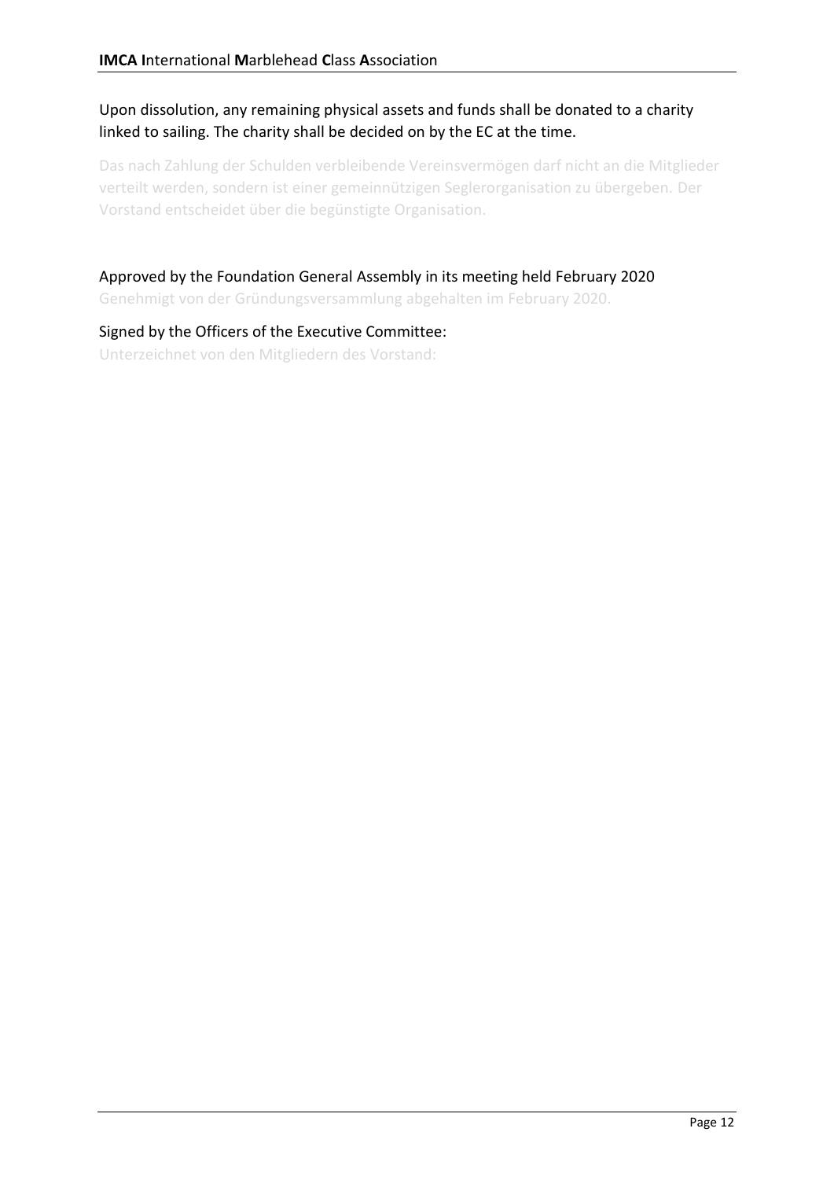Upon dissolution, any remaining physical assets and funds shall be donated to a charity linked to sailing. The charity shall be decided on by the EC at the time.

Das nach Zahlung der Schulden verbleibende Vereinsvermögen darf nicht an die Mitglieder verteilt werden, sondern ist einer gemeinnützigen Seglerorganisation zu übergeben. Der Vorstand entscheidet über die begünstigte Organisation.

Approved by the Foundation General Assembly in its meeting held February 2020

Genehmigt von der Gründungsversammlung abgehalten im February 2020.

Signed by the Officers of the Executive Committee:

Unterzeichnet von den Mitgliedern des Vorstand: